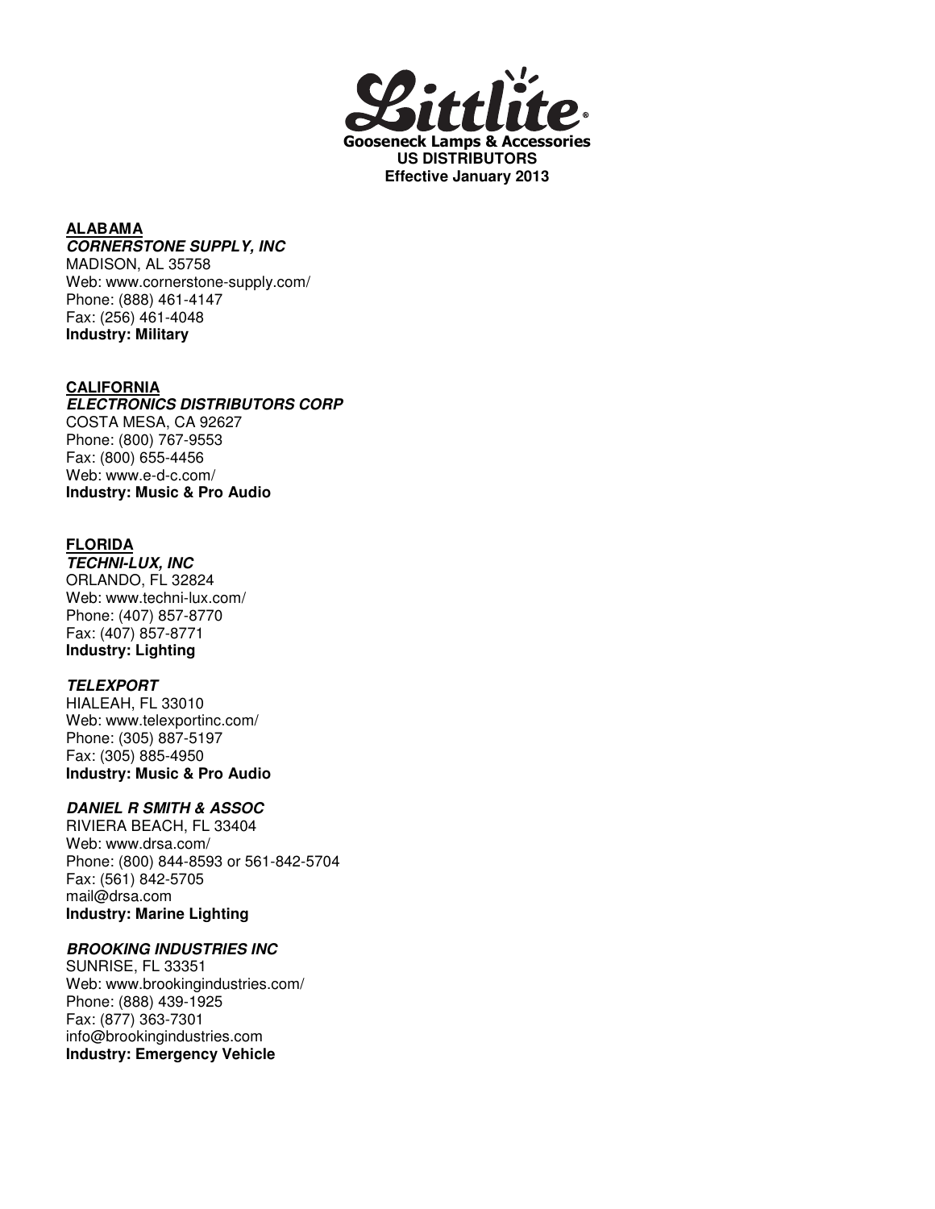# Littlite®

**Gooseneck Lamps & Accessories**
**US DISTRIBUTORS**
**Effective January 2013**

## ALABAMA

***CORNERSTONE SUPPLY, INC***
MADISON, AL 35758
Web: www.cornerstone-supply.com/
Phone: (888) 461-4147
Fax: (256) 461-4048
**Industry: Military**

## CALIFORNIA

***ELECTRONICS DISTRIBUTORS CORP***
COSTA MESA, CA 92627
Phone: (800) 767-9553
Fax: (800) 655-4456
Web: www.e-d-c.com/
**Industry: Music & Pro Audio**

## FLORIDA

***TECHNI-LUX, INC***
ORLANDO, FL 32824
Web: www.techni-lux.com/
Phone: (407) 857-8770
Fax: (407) 857-8771
**Industry: Lighting**

***TELEXPORT***
HIALEAH, FL 33010
Web: www.telexportinc.com/
Phone: (305) 887-5197
Fax: (305) 885-4950
**Industry: Music & Pro Audio**

***DANIEL R SMITH & ASSOC***
RIVIERA BEACH, FL 33404
Web: www.drsa.com/
Phone: (800) 844-8593 or 561-842-5704
Fax: (561) 842-5705
mail@drsa.com
**Industry: Marine Lighting**

***BROOKING INDUSTRIES INC***
SUNRISE, FL 33351
Web: www.brookingindustries.com/
Phone: (888) 439-1925
Fax: (877) 363-7301
info@brookingindustries.com
**Industry: Emergency Vehicle**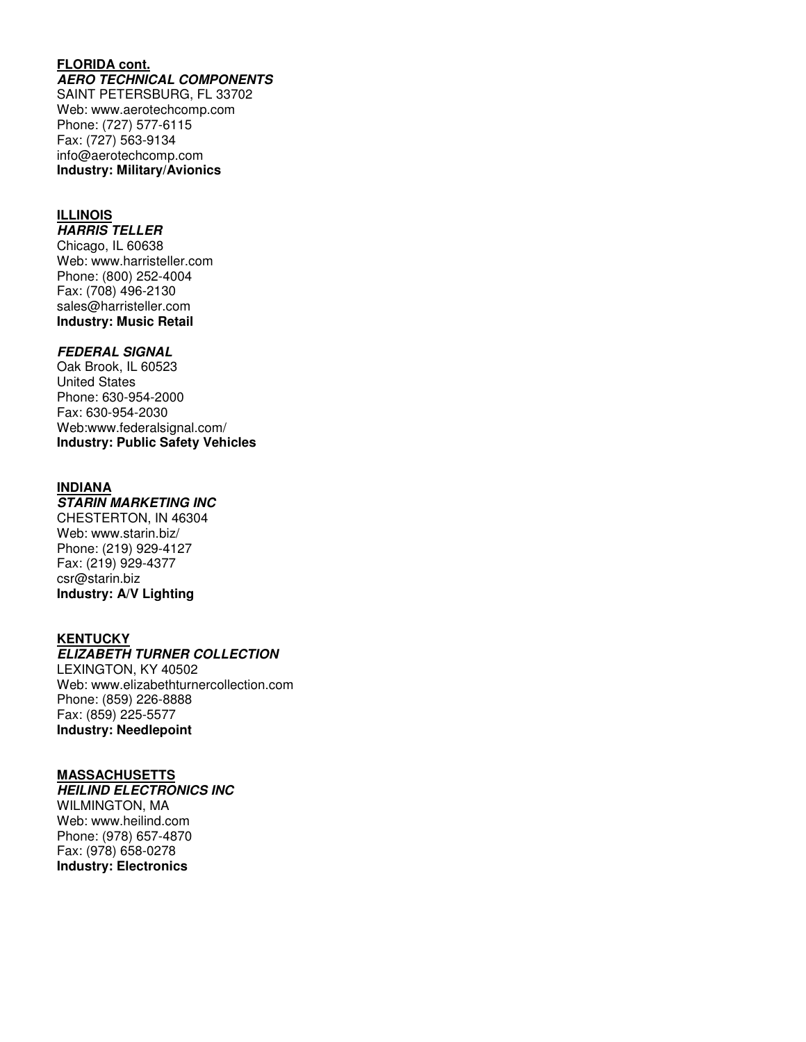**FLORIDA cont.**

***AERO TECHNICAL COMPONENTS***

SAINT PETERSBURG, FL 33702
Web: www.aerotechcomp.com
Phone: (727) 577-6115
Fax: (727) 563-9134
info@aerotechcomp.com
**Industry: Military/Avionics**

**ILLINOIS**

***HARRIS TELLER***

Chicago, IL 60638
Web: www.harristeller.com
Phone: (800) 252-4004
Fax: (708) 496-2130
sales@harristeller.com
**Industry: Music Retail**

***FEDERAL SIGNAL***

Oak Brook, IL 60523
United States
Phone: 630-954-2000
Fax: 630-954-2030
Web:www.federalsignal.com/
**Industry: Public Safety Vehicles**

**INDIANA**

***STARIN MARKETING INC***

CHESTERTON, IN 46304
Web: www.starin.biz/
Phone: (219) 929-4127
Fax: (219) 929-4377
csr@starin.biz
**Industry: A/V Lighting**

**KENTUCKY**

***ELIZABETH TURNER COLLECTION***

LEXINGTON, KY 40502
Web: www.elizabethturnercollection.com
Phone: (859) 226-8888
Fax: (859) 225-5577
**Industry: Needlepoint**

**MASSACHUSETTS**

***HEILIND ELECTRONICS INC***

WILMINGTON, MA
Web: www.heilind.com
Phone: (978) 657-4870
Fax: (978) 658-0278
**Industry: Electronics**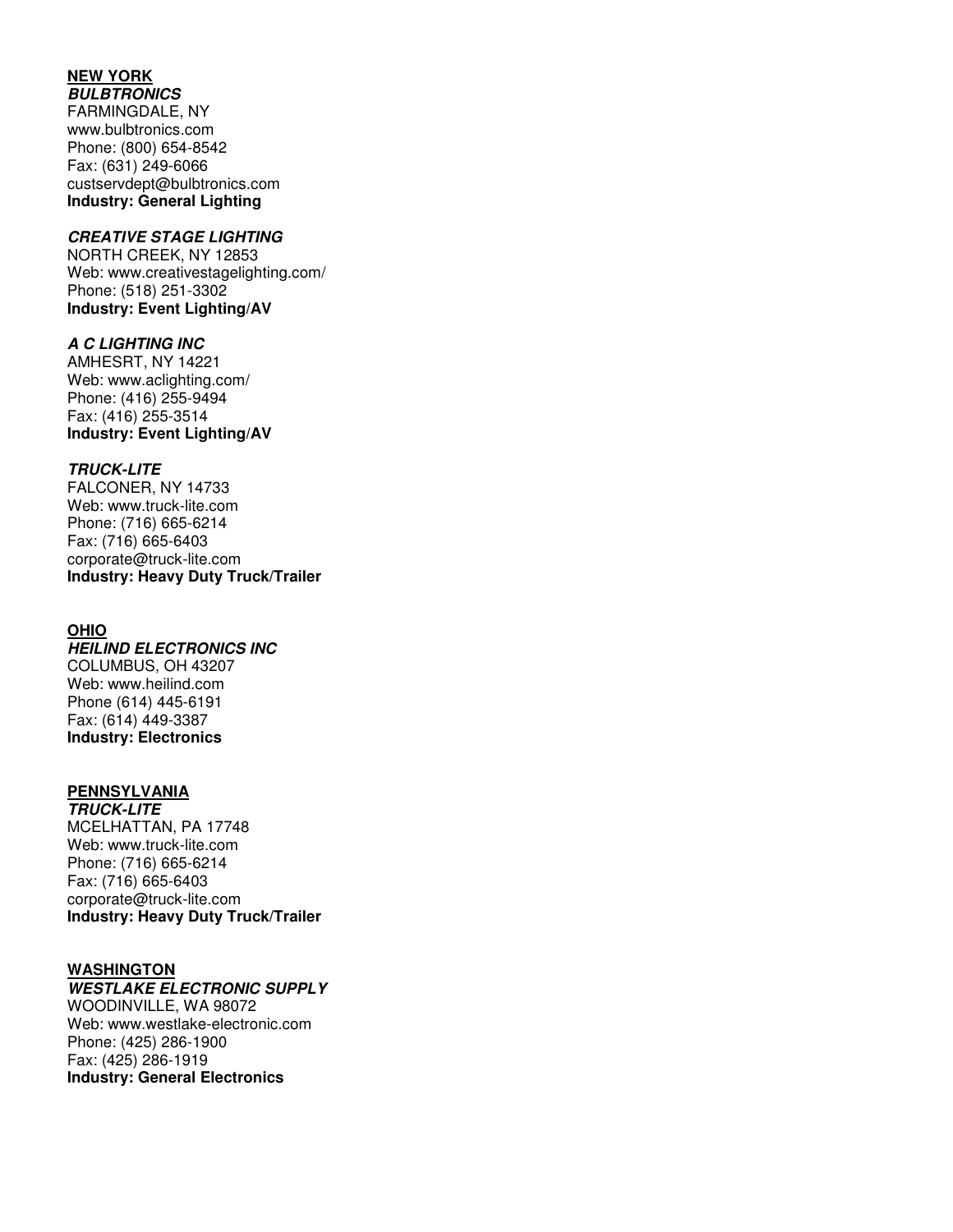## NEW YORK

***BULBTRONICS***
FARMINGDALE, NY
www.bulbtronics.com
Phone: (800) 654-8542
Fax: (631) 249-6066
custservdept@bulbtronics.com
**Industry: General Lighting**

***CREATIVE STAGE LIGHTING***
NORTH CREEK, NY 12853
Web: www.creativestagelighting.com/
Phone: (518) 251-3302
**Industry: Event Lighting/AV**

***A C LIGHTING INC***
AMHESRT, NY 14221
Web: www.aclighting.com/
Phone: (416) 255-9494
Fax: (416) 255-3514
**Industry: Event Lighting/AV**

***TRUCK-LITE***
FALCONER, NY 14733
Web: www.truck-lite.com
Phone: (716) 665-6214
Fax: (716) 665-6403
corporate@truck-lite.com
**Industry: Heavy Duty Truck/Trailer**

## OHIO

***HEILIND ELECTRONICS INC***
COLUMBUS, OH 43207
Web: www.heilind.com
Phone (614) 445-6191
Fax: (614) 449-3387
**Industry: Electronics**

## PENNSYLVANIA

***TRUCK-LITE***
MCELHATTAN, PA 17748
Web: www.truck-lite.com
Phone: (716) 665-6214
Fax: (716) 665-6403
corporate@truck-lite.com
**Industry: Heavy Duty Truck/Trailer**

## WASHINGTON

***WESTLAKE ELECTRONIC SUPPLY***
WOODINVILLE, WA 98072
Web: www.westlake-electronic.com
Phone: (425) 286-1900
Fax: (425) 286-1919
**Industry: General Electronics**